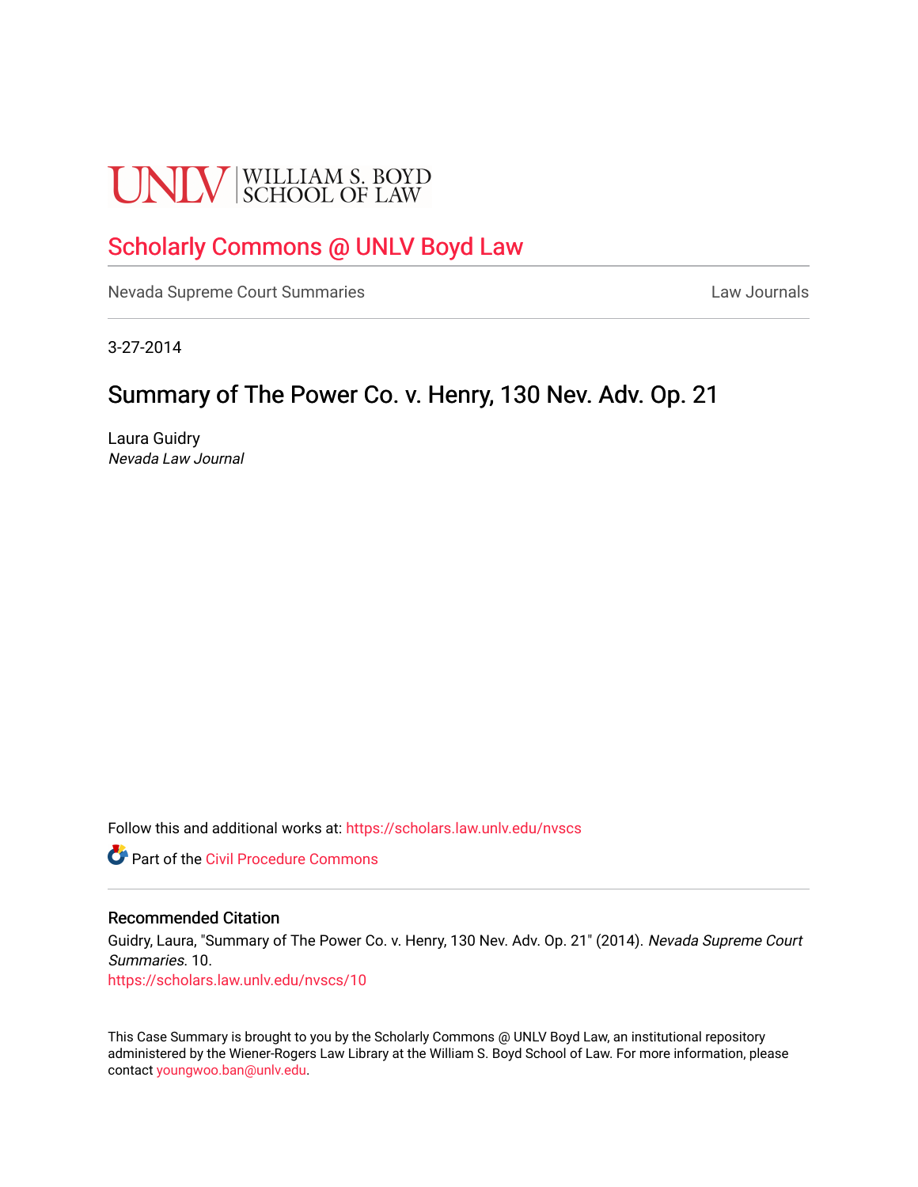UNLV | WILLIAM S. BOYD SCHOOL OF LAW

# Scholarly Commons @ UNLV Boyd Law

Nevada Supreme Court Summaries

Law Journals

3-27-2014

## Summary of The Power Co. v. Henry, 130 Nev. Adv. Op. 21

Laura Guidry
*Nevada Law Journal*

Follow this and additional works at: https://scholars.law.unlv.edu/nvscs

Part of the Civil Procedure Commons

### Recommended Citation

Guidry, Laura, "Summary of The Power Co. v. Henry, 130 Nev. Adv. Op. 21" (2014). *Nevada Supreme Court Summaries*. 10.
https://scholars.law.unlv.edu/nvscs/10

This Case Summary is brought to you by the Scholarly Commons @ UNLV Boyd Law, an institutional repository administered by the Wiener-Rogers Law Library at the William S. Boyd School of Law. For more information, please contact youngwoo.ban@unlv.edu.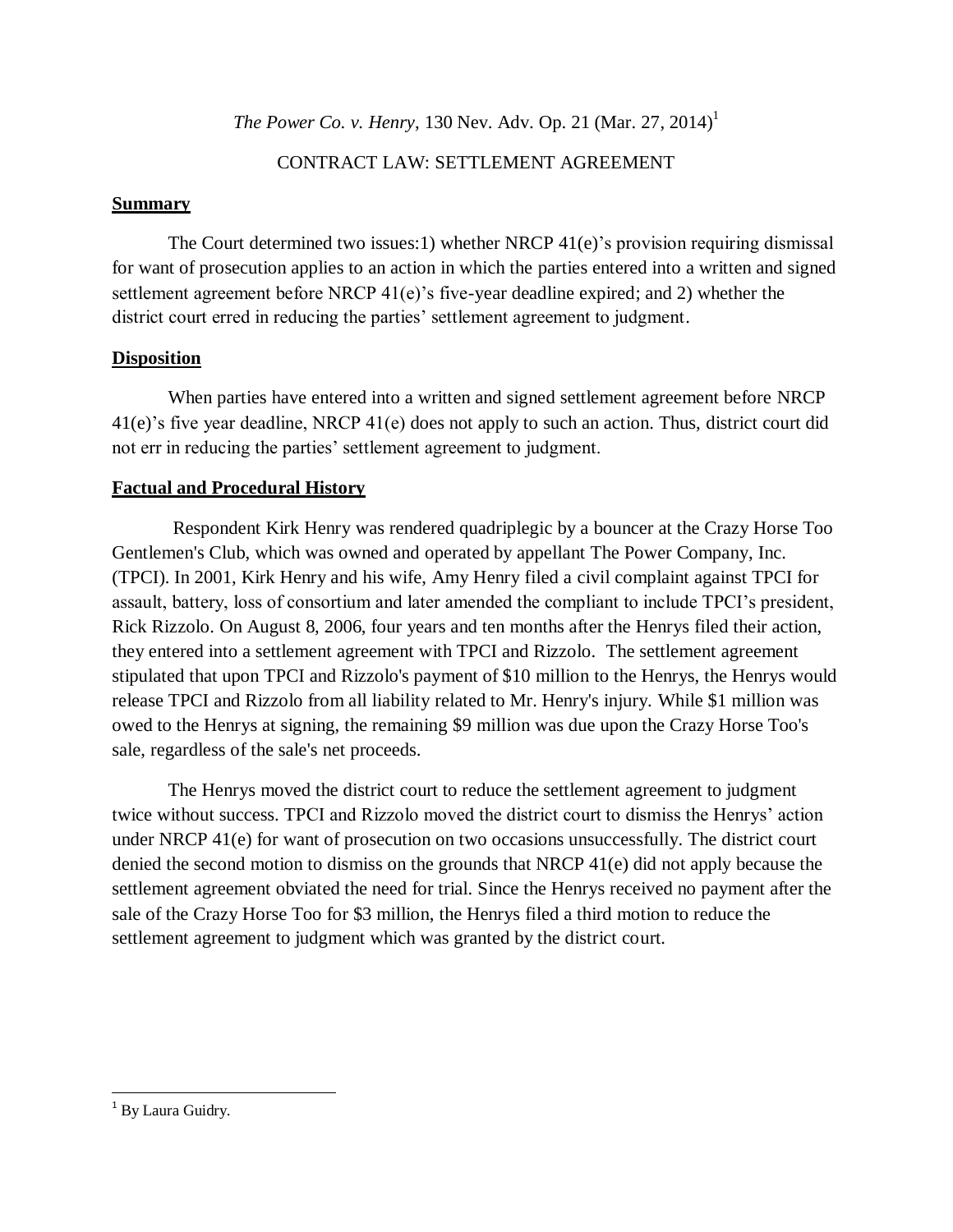*The Power Co. v. Henry*, 130 Nev. Adv. Op. 21 (Mar. 27, 2014)[1]

CONTRACT LAW: SETTLEMENT AGREEMENT

## Summary

The Court determined two issues:1) whether NRCP 41(e)'s provision requiring dismissal for want of prosecution applies to an action in which the parties entered into a written and signed settlement agreement before NRCP 41(e)'s five-year deadline expired; and 2) whether the district court erred in reducing the parties' settlement agreement to judgment.

## Disposition

When parties have entered into a written and signed settlement agreement before NRCP 41(e)'s five year deadline, NRCP 41(e) does not apply to such an action. Thus, district court did not err in reducing the parties' settlement agreement to judgment.

## Factual and Procedural History

Respondent Kirk Henry was rendered quadriplegic by a bouncer at the Crazy Horse Too Gentlemen's Club, which was owned and operated by appellant The Power Company, Inc. (TPCI). In 2001, Kirk Henry and his wife, Amy Henry filed a civil complaint against TPCI for assault, battery, loss of consortium and later amended the compliant to include TPCI's president, Rick Rizzolo. On August 8, 2006, four years and ten months after the Henrys filed their action, they entered into a settlement agreement with TPCI and Rizzolo. The settlement agreement stipulated that upon TPCI and Rizzolo's payment of $10 million to the Henrys, the Henrys would release TPCI and Rizzolo from all liability related to Mr. Henry's injury. While $1 million was owed to the Henrys at signing, the remaining $9 million was due upon the Crazy Horse Too's sale, regardless of the sale's net proceeds.

The Henrys moved the district court to reduce the settlement agreement to judgment twice without success. TPCI and Rizzolo moved the district court to dismiss the Henrys' action under NRCP 41(e) for want of prosecution on two occasions unsuccessfully. The district court denied the second motion to dismiss on the grounds that NRCP 41(e) did not apply because the settlement agreement obviated the need for trial. Since the Henrys received no payment after the sale of the Crazy Horse Too for $3 million, the Henrys filed a third motion to reduce the settlement agreement to judgment which was granted by the district court.

---

[1] By Laura Guidry.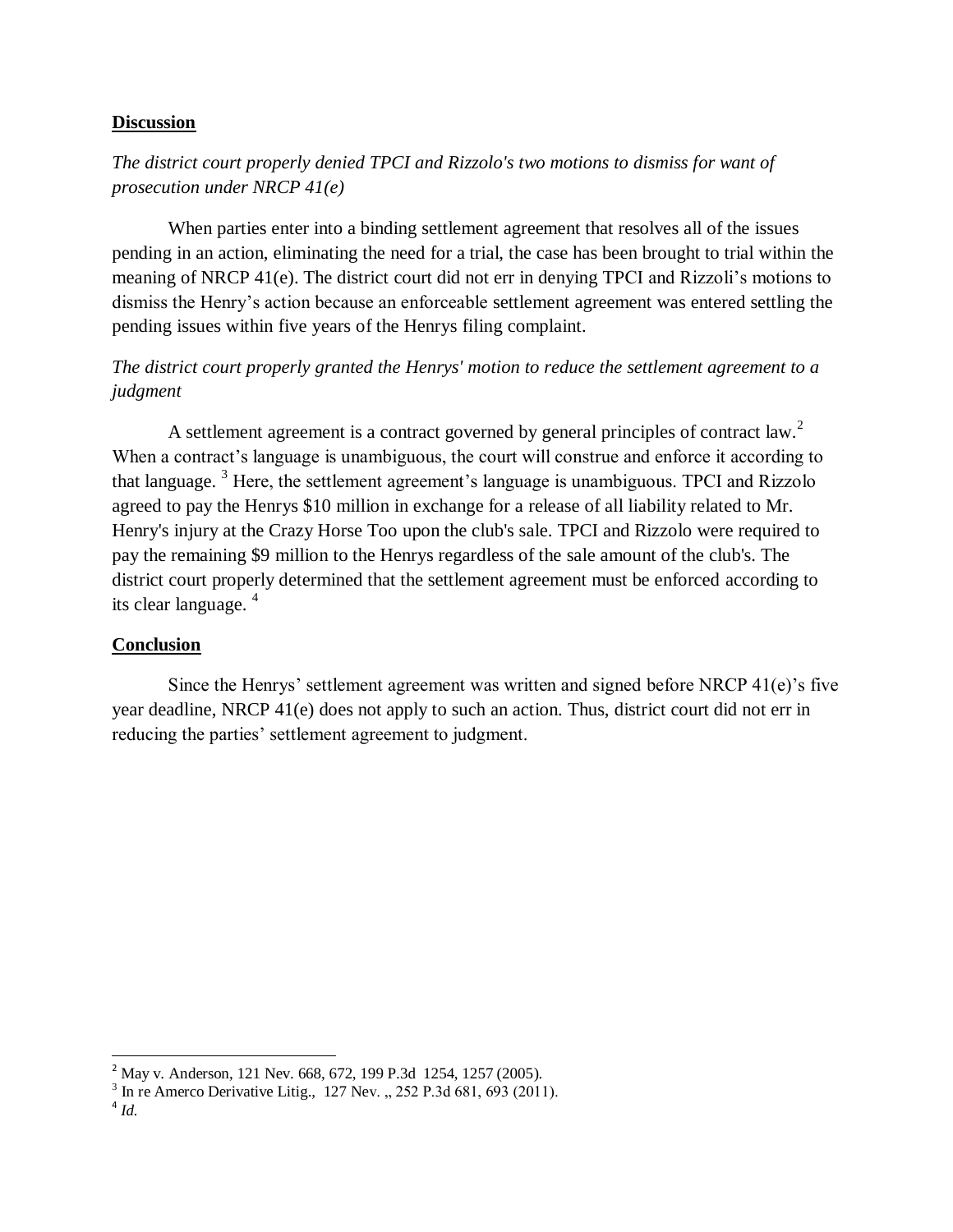**Discussion**

*The district court properly denied TPCI and Rizzolo's two motions to dismiss for want of prosecution under NRCP 41(e)*

When parties enter into a binding settlement agreement that resolves all of the issues pending in an action, eliminating the need for a trial, the case has been brought to trial within the meaning of NRCP 41(e). The district court did not err in denying TPCI and Rizzoli's motions to dismiss the Henry's action because an enforceable settlement agreement was entered settling the pending issues within five years of the Henrys filing complaint.

*The district court properly granted the Henrys' motion to reduce the settlement agreement to a judgment*

A settlement agreement is a contract governed by general principles of contract law.[2] When a contract's language is unambiguous, the court will construe and enforce it according to that language. [3] Here, the settlement agreement's language is unambiguous. TPCI and Rizzolo agreed to pay the Henrys $10 million in exchange for a release of all liability related to Mr. Henry's injury at the Crazy Horse Too upon the club's sale. TPCI and Rizzolo were required to pay the remaining $9 million to the Henrys regardless of the sale amount of the club's. The district court properly determined that the settlement agreement must be enforced according to its clear language. [4]

**Conclusion**

Since the Henrys' settlement agreement was written and signed before NRCP 41(e)'s five year deadline, NRCP 41(e) does not apply to such an action. Thus, district court did not err in reducing the parties' settlement agreement to judgment.

---

[2] May v. Anderson, 121 Nev. 668, 672, 199 P.3d 1254, 1257 (2005).

[3] In re Amerco Derivative Litig., 127 Nev. ,, 252 P.3d 681, 693 (2011).

[4] *Id.*